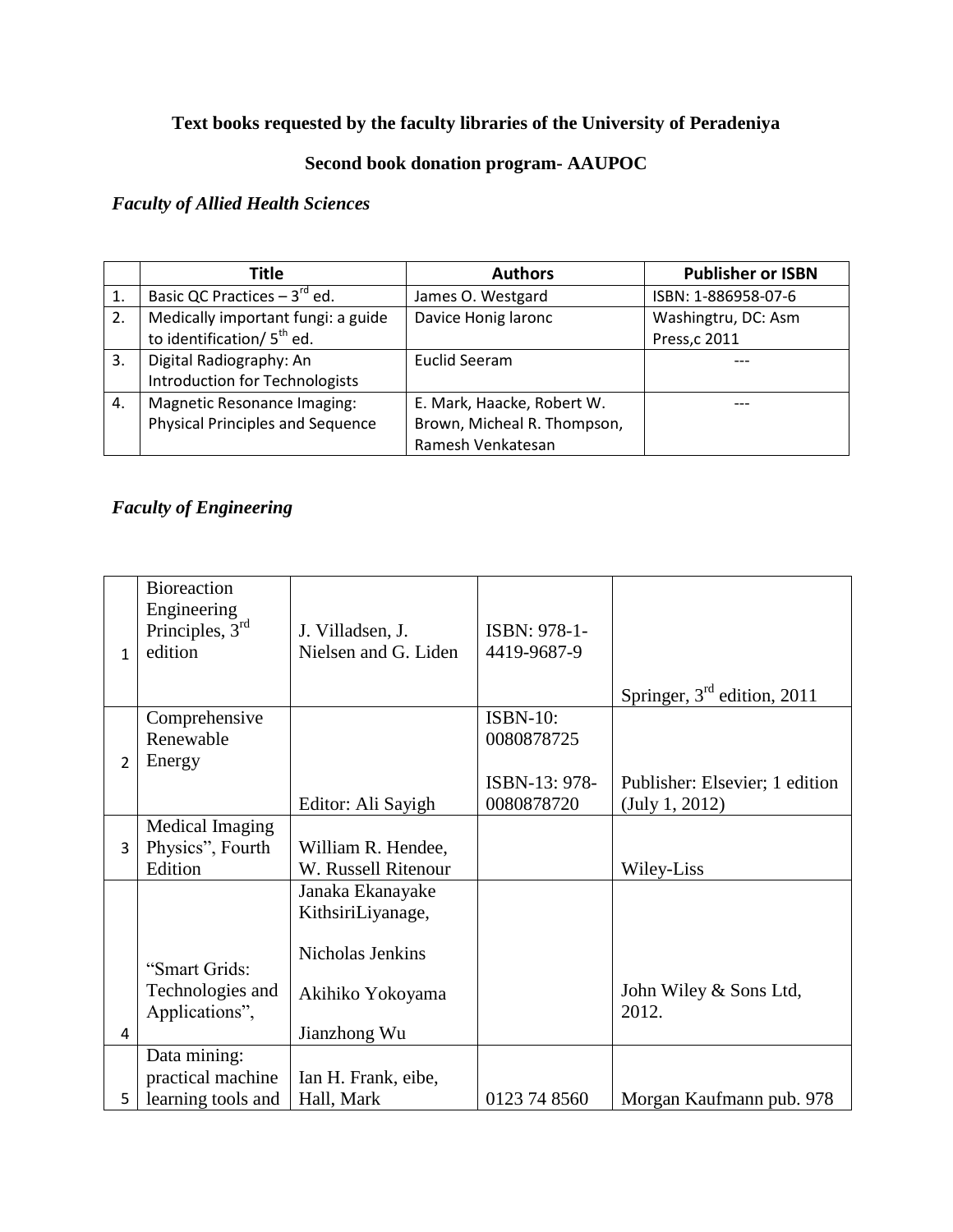**Text books requested by the faculty libraries of the University of Peradeniya**

**Second book donation program- AAUPOC**

### *Faculty of Allied Health Sciences*

| | Title | Authors | Publisher or ISBN |
|---|---|---|---|
| 1. | Basic QC Practices – 3rd ed. | James O. Westgard | ISBN: 1-886958-07-6 |
| 2. | Medically important fungi: a guide to identification/ 5th ed. | Davice Honig laronc | Washingtru, DC: Asm Press,c 2011 |
| 3. | Digital Radiography: An Introduction for Technologists | Euclid Seeram | --- |
| 4. | Magnetic Resonance Imaging: Physical Principles and Sequence | E. Mark, Haacke, Robert W. Brown, Micheal R. Thompson, Ramesh Venkatesan | --- |

### *Faculty of Engineering*

| | | | | |
|---|---|---|---|---|
| 1 | Bioreaction Engineering Principles, 3rd edition | J. Villadsen, J. Nielsen and G. Liden | ISBN: 978-1-4419-9687-9 | Springer, 3rd edition, 2011 |
| 2 | Comprehensive Renewable Energy | Editor: Ali Sayigh | ISBN-10: 0080878725<br>ISBN-13: 978-0080878720 | Publisher: Elsevier; 1 edition (July 1, 2012) |
| 3 | Medical Imaging Physics", Fourth Edition | William R. Hendee, W. Russell Ritenour | | Wiley-Liss |
| 4 | "Smart Grids: Technologies and Applications", | Janaka Ekanayake KithsiriLiyanage, Nicholas Jenkins Akihiko Yokoyama Jianzhong Wu | | John Wiley & Sons Ltd, 2012. |
| 5 | Data mining: practical machine learning tools and | Ian H. Frank, eibe, Hall, Mark | 0123 74 8560 | Morgan Kaufmann pub. 978 |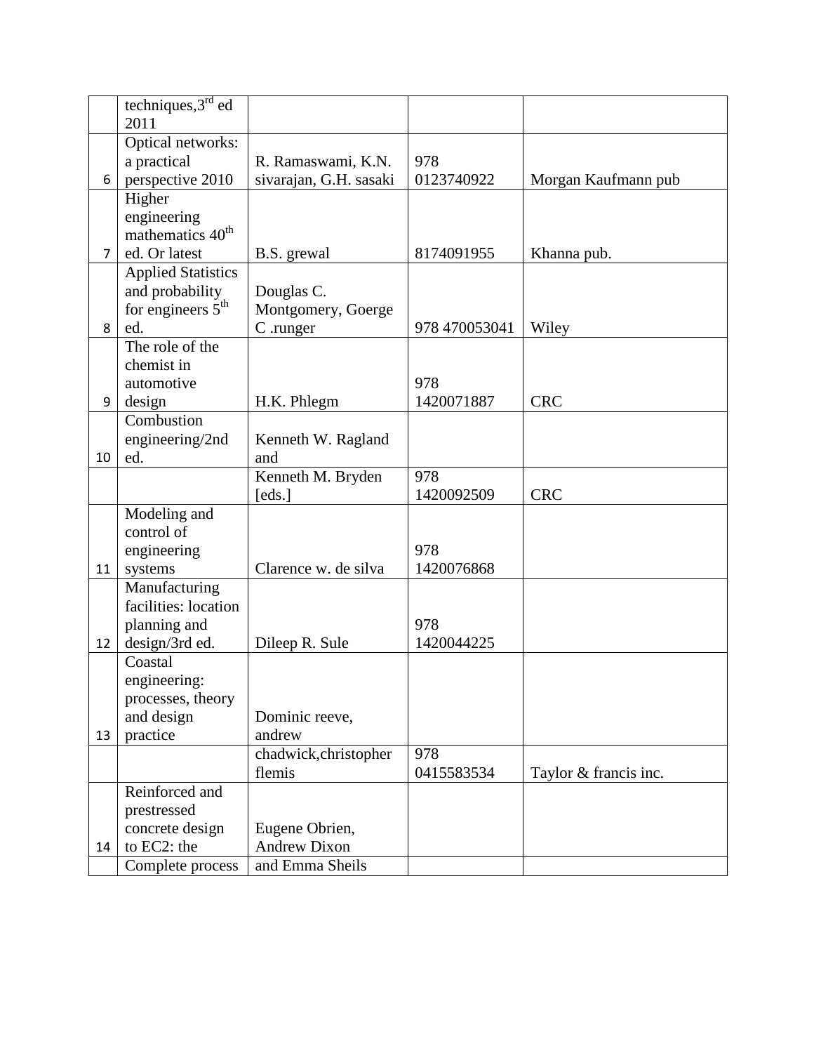| | techniques,3rd ed 2011 | | | |
|---|---|---|---|---|
| 6 | Optical networks: a practical perspective 2010 | R. Ramaswami, K.N. sivarajan, G.H. sasaki | 978 0123740922 | Morgan Kaufmann pub |
| 7 | Higher engineering mathematics 40th ed. Or latest | B.S. grewal | 8174091955 | Khanna pub. |
| 8 | Applied Statistics and probability for engineers 5th ed. | Douglas C. Montgomery, Goerge C .runger | 978 470053041 | Wiley |
| 9 | The role of the chemist in automotive design | H.K. Phlegm | 978 1420071887 | CRC |
| 10 | Combustion engineering/2nd ed. | Kenneth W. Ragland and | | |
| | | Kenneth M. Bryden [eds.] | 978 1420092509 | CRC |
| 11 | Modeling and control of engineering systems | Clarence w. de silva | 978 1420076868 | |
| 12 | Manufacturing facilities: location planning and design/3rd ed. | Dileep R. Sule | 978 1420044225 | |
| 13 | Coastal engineering: processes, theory and design practice | Dominic reeve, andrew | | |
| | | chadwick,christopher flemis | 978 0415583534 | Taylor & francis inc. |
| 14 | Reinforced and prestressed concrete design to EC2: the | Eugene Obrien, Andrew Dixon | | |
| | Complete process | and Emma Sheils | | |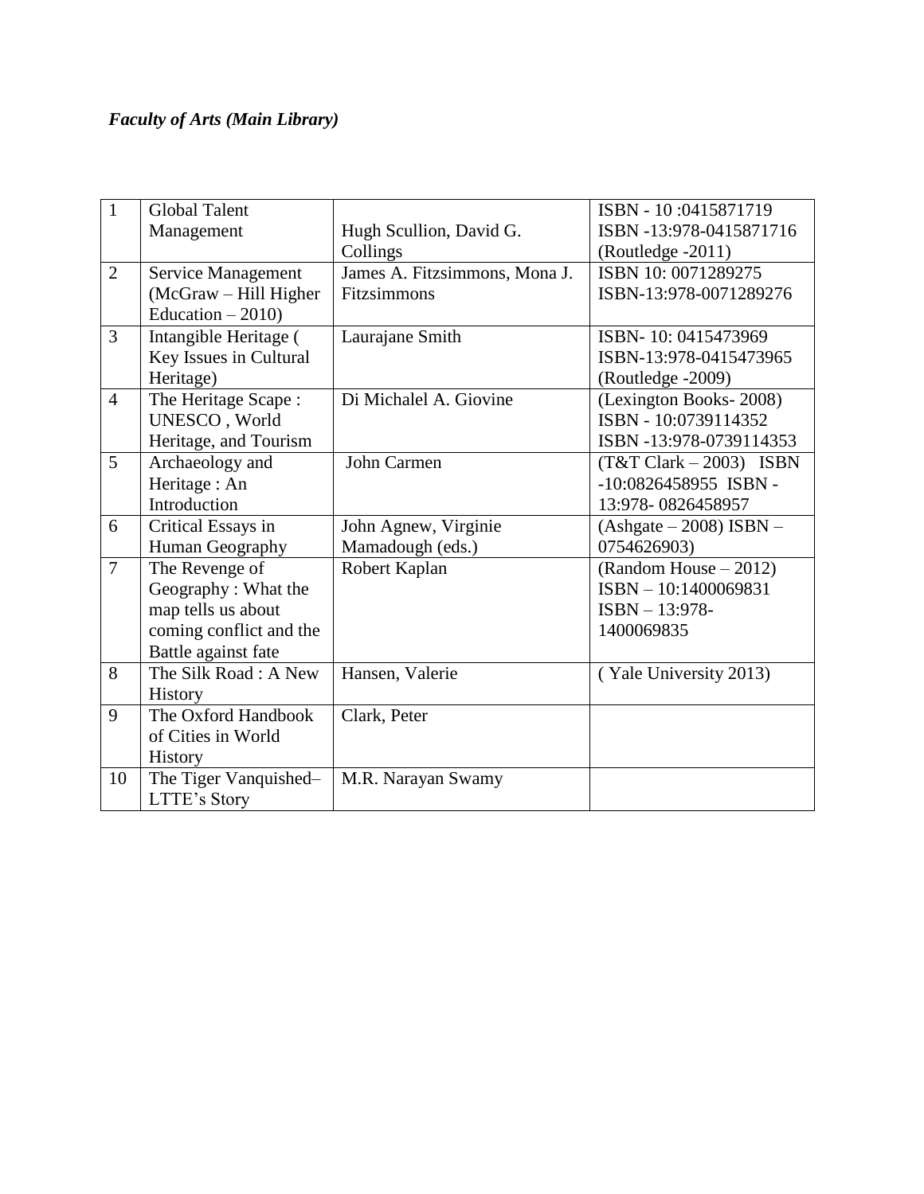***Faculty of Arts (Main Library)***

| | | | |
|---|---|---|---|
| 1 | Global Talent Management | Hugh Scullion, David G. Collings | ISBN - 10 :0415871719 ISBN -13:978-0415871716 (Routledge -2011) |
| 2 | Service Management (McGraw – Hill Higher Education – 2010) | James A. Fitzsimmons, Mona J. Fitzsimmons | ISBN 10: 0071289275 ISBN-13:978-0071289276 |
| 3 | Intangible Heritage ( Key Issues in Cultural Heritage) | Laurajane Smith | ISBN- 10: 0415473969 ISBN-13:978-0415473965 (Routledge -2009) |
| 4 | The Heritage Scape : UNESCO , World Heritage, and Tourism | Di Michalel A. Giovine | (Lexington Books- 2008) ISBN - 10:0739114352 ISBN -13:978-0739114353 |
| 5 | Archaeology and Heritage : An Introduction | John Carmen | (T&T Clark – 2003) ISBN -10:0826458955 ISBN -13:978- 0826458957 |
| 6 | Critical Essays in Human Geography | John Agnew, Virginie Mamadough (eds.) | (Ashgate – 2008) ISBN – 0754626903) |
| 7 | The Revenge of Geography : What the map tells us about coming conflict and the Battle against fate | Robert Kaplan | (Random House – 2012) ISBN – 10:1400069831 ISBN – 13:978- 1400069835 |
| 8 | The Silk Road : A New History | Hansen, Valerie | ( Yale University 2013) |
| 9 | The Oxford Handbook of Cities in World History | Clark, Peter | |
| 10 | The Tiger Vanquished– LTTE's Story | M.R. Narayan Swamy | |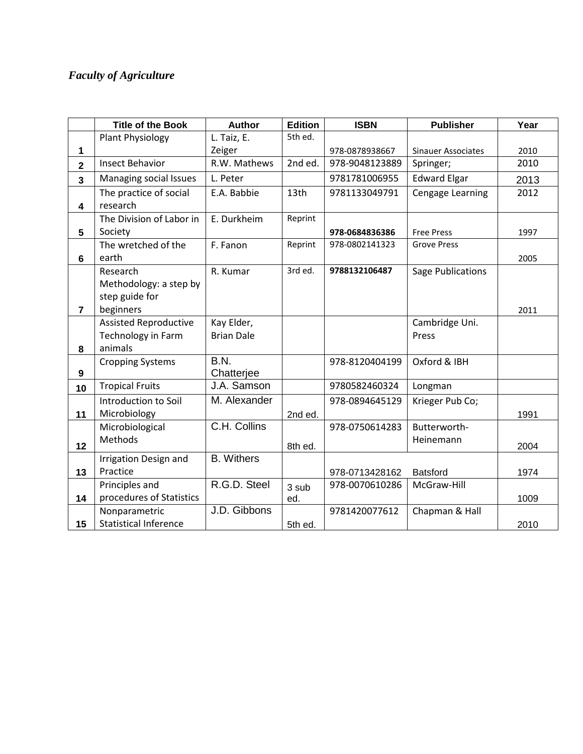*Faculty of Agriculture*

| | Title of the Book | Author | Edition | ISBN | Publisher | Year |
|---|---|---|---|---|---|---|
| 1 | Plant Physiology | L. Taiz, E. Zeiger | 5th ed. | 978-0878938667 | Sinauer Associates | 2010 |
| 2 | Insect Behavior | R.W. Mathews | 2nd ed. | 978-9048123889 | Springer; | 2010 |
| 3 | Managing social Issues | L. Peter | | 9781781006955 | Edward Elgar | 2013 |
| 4 | The practice of social research | E.A. Babbie | 13th | 9781133049791 | Cengage Learning | 2012 |
| 5 | The Division of Labor in Society | E. Durkheim | Reprint | **978-0684836386** | Free Press | 1997 |
| 6 | The wretched of the earth | F. Fanon | Reprint | 978-0802141323 | Grove Press | 2005 |
| 7 | Research Methodology: a step by step guide for beginners | R. Kumar | 3rd ed. | **9788132106487** | Sage Publications | 2011 |
| 8 | Assisted Reproductive Technology in Farm animals | Kay Elder, Brian Dale | | | Cambridge Uni. Press | |
| 9 | Cropping Systems | B.N. Chatterjee | | 978-8120404199 | Oxford & IBH | |
| 10 | Tropical Fruits | J.A. Samson | | 9780582460324 | Longman | |
| 11 | Introduction to Soil Microbiology | M. Alexander | 2nd ed. | 978-0894645129 | Krieger Pub Co; | 1991 |
| 12 | Microbiological Methods | C.H. Collins | 8th ed. | 978-0750614283 | Butterworth-Heinemann | 2004 |
| 13 | Irrigation Design and Practice | B. Withers | | 978-0713428162 | Batsford | 1974 |
| 14 | Principles and procedures of Statistics | R.G.D. Steel | 3 sub ed. | 978-0070610286 | McGraw-Hill | 1009 |
| 15 | Nonparametric Statistical Inference | J.D. Gibbons | 5th ed. | 9781420077612 | Chapman & Hall | 2010 |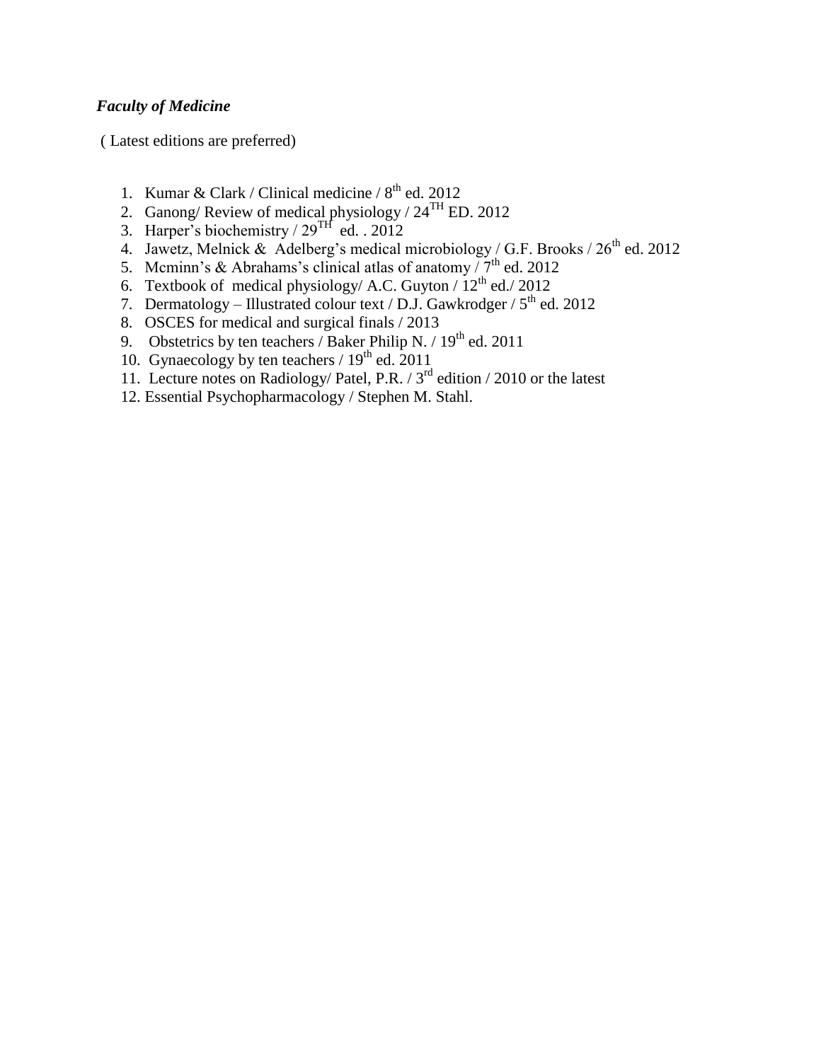***Faculty of Medicine***

( Latest editions are preferred)

1. Kumar & Clark / Clinical medicine / 8th ed. 2012
2. Ganong/ Review of medical physiology / 24TH ED. 2012
3. Harper's biochemistry / 29TH ed. . 2012
4. Jawetz, Melnick & Adelberg's medical microbiology / G.F. Brooks / 26th ed. 2012
5. Mcminn's & Abrahams's clinical atlas of anatomy / 7th ed. 2012
6. Textbook of medical physiology/ A.C. Guyton / 12th ed./ 2012
7. Dermatology – Illustrated colour text / D.J. Gawkrodger / 5th ed. 2012
8. OSCES for medical and surgical finals / 2013
9. Obstetrics by ten teachers / Baker Philip N. / 19th ed. 2011
10. Gynaecology by ten teachers / 19th ed. 2011
11. Lecture notes on Radiology/ Patel, P.R. / 3rd edition / 2010 or the latest
12. Essential Psychopharmacology / Stephen M. Stahl.